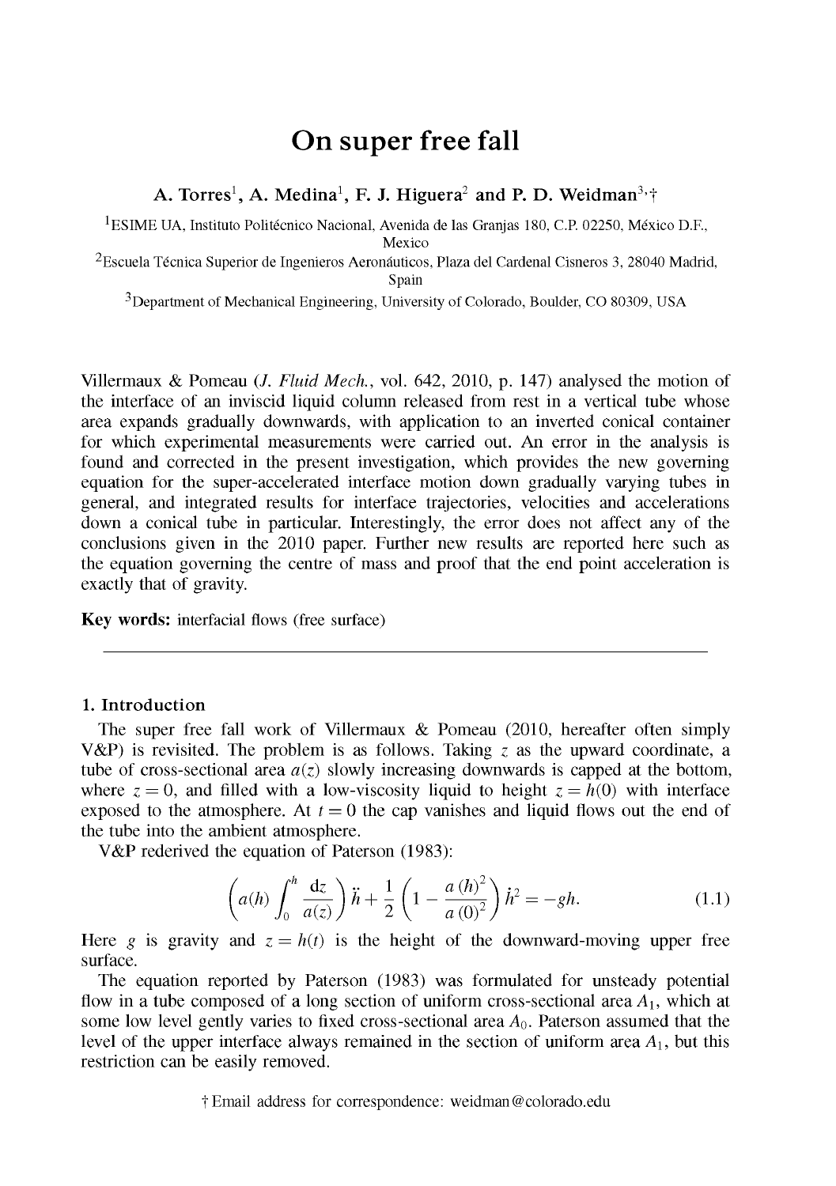# On super free fall

**A. Torres[1], A. Medina[1], F. J. Higuera[2] and P. D. Weidman[3,†]**

[1]ESIME UA, Instituto Politécnico Nacional, Avenida de las Granjas 180, C.P. 02250, México D.F., Mexico

[2]Escuela Técnica Superior de Ingenieros Aeronáuticos, Plaza del Cardenal Cisneros 3, 28040 Madrid, Spain

[3]Department of Mechanical Engineering, University of Colorado, Boulder, CO 80309, USA

Villermaux & Pomeau (*J. Fluid Mech.*, vol. 642, 2010, p. 147) analysed the motion of the interface of an inviscid liquid column released from rest in a vertical tube whose area expands gradually downwards, with application to an inverted conical container for which experimental measurements were carried out. An error in the analysis is found and corrected in the present investigation, which provides the new governing equation for the super-accelerated interface motion down gradually varying tubes in general, and integrated results for interface trajectories, velocities and accelerations down a conical tube in particular. Interestingly, the error does not affect any of the conclusions given in the 2010 paper. Further new results are reported here such as the equation governing the centre of mass and proof that the end point acceleration is exactly that of gravity.

**Key words:** interfacial flows (free surface)

## 1. Introduction

The super free fall work of Villermaux & Pomeau (2010, hereafter often simply V&P) is revisited. The problem is as follows. Taking $z$ as the upward coordinate, a tube of cross-sectional area $a(z)$ slowly increasing downwards is capped at the bottom, where $z = 0$, and filled with a low-viscosity liquid to height $z = h(0)$ with interface exposed to the atmosphere. At $t = 0$ the cap vanishes and liquid flows out the end of the tube into the ambient atmosphere.

V&P rederived the equation of Paterson (1983):

$$\left(a(h)\int_0^h \frac{\mathrm{d}z}{a(z)}\right)\ddot{h} + \frac{1}{2}\left(1 - \frac{a(h)^2}{a(0)^2}\right)\dot{h}^2 = -gh. \tag{1.1}$$

Here $g$ is gravity and $z = h(t)$ is the height of the downward-moving upper free surface.

The equation reported by Paterson (1983) was formulated for unsteady potential flow in a tube composed of a long section of uniform cross-sectional area $A_1$, which at some low level gently varies to fixed cross-sectional area $A_0$. Paterson assumed that the level of the upper interface always remained in the section of uniform area $A_1$, but this restriction can be easily removed.

† Email address for correspondence: weidman@colorado.edu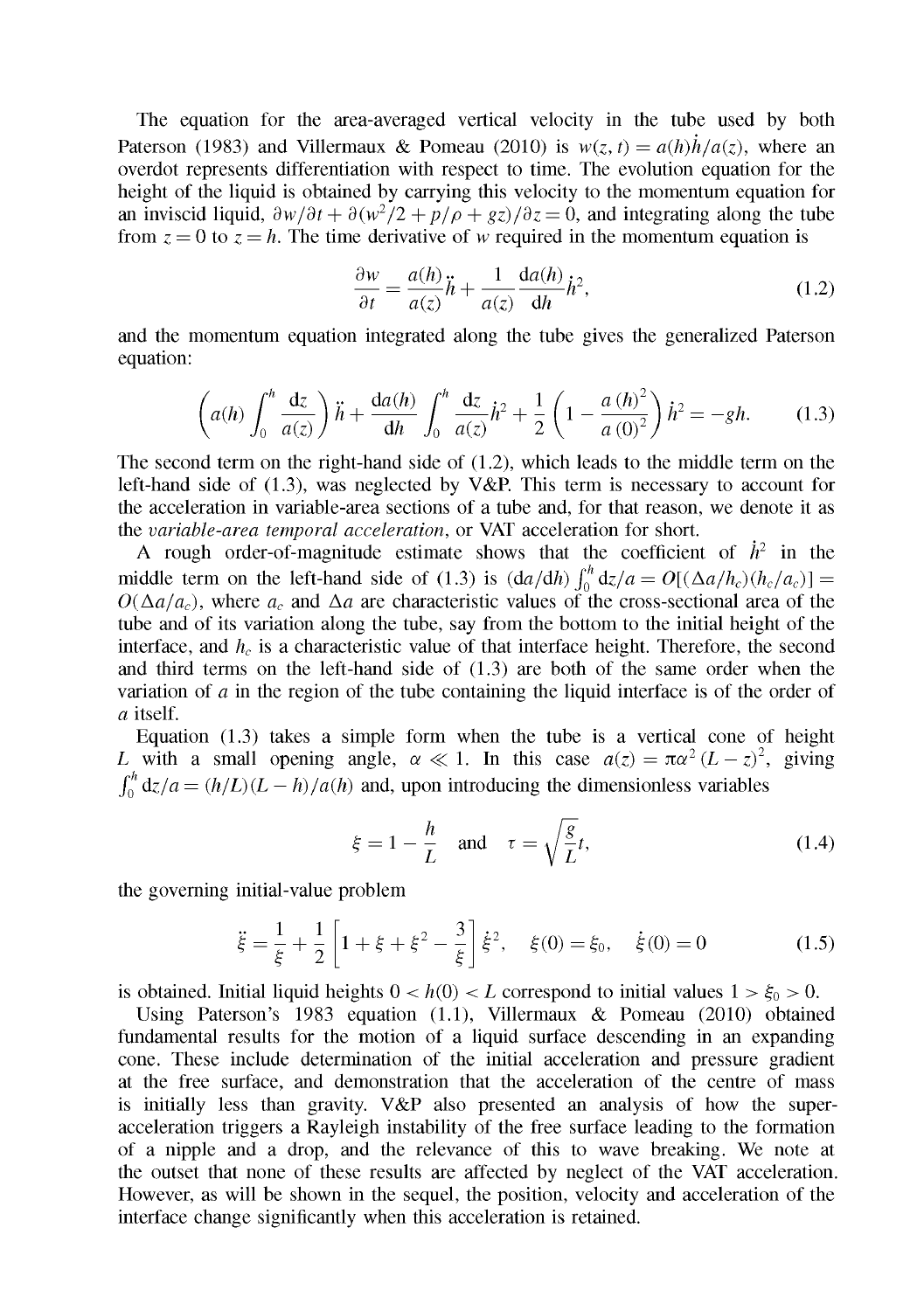The equation for the area-averaged vertical velocity in the tube used by both Paterson (1983) and Villermaux & Pomeau (2010) is $w(z,t) = a(h)\dot{h}/a(z)$, where an overdot represents differentiation with respect to time. The evolution equation for the height of the liquid is obtained by carrying this velocity to the momentum equation for an inviscid liquid, $\partial w/\partial t + \partial(w^2/2 + p/\rho + gz)/\partial z = 0$, and integrating along the tube from $z = 0$ to $z = h$. The time derivative of $w$ required in the momentum equation is

$$\frac{\partial w}{\partial t} = \frac{a(h)}{a(z)}\ddot{h} + \frac{1}{a(z)}\frac{\mathrm{d}a(h)}{\mathrm{d}h}\dot{h}^2, \tag{1.2}$$

and the momentum equation integrated along the tube gives the generalized Paterson equation:

$$\left(a(h)\int_0^h \frac{\mathrm{d}z}{a(z)}\right)\ddot{h} + \frac{\mathrm{d}a(h)}{\mathrm{d}h}\int_0^h \frac{\mathrm{d}z}{a(z)}\dot{h}^2 + \frac{1}{2}\left(1 - \frac{a(h)^2}{a(0)^2}\right)\dot{h}^2 = -gh. \tag{1.3}$$

The second term on the right-hand side of (1.2), which leads to the middle term on the left-hand side of (1.3), was neglected by V&P. This term is necessary to account for the acceleration in variable-area sections of a tube and, for that reason, we denote it as the *variable-area temporal acceleration*, or VAT acceleration for short.

A rough order-of-magnitude estimate shows that the coefficient of $\dot{h}^2$ in the middle term on the left-hand side of (1.3) is $(\mathrm{d}a/\mathrm{d}h)\int_0^h \mathrm{d}z/a = O[(\Delta a/h_c)(h_c/a_c)] = O(\Delta a/a_c)$, where $a_c$ and $\Delta a$ are characteristic values of the cross-sectional area of the tube and of its variation along the tube, say from the bottom to the initial height of the interface, and $h_c$ is a characteristic value of that interface height. Therefore, the second and third terms on the left-hand side of (1.3) are both of the same order when the variation of $a$ in the region of the tube containing the liquid interface is of the order of $a$ itself.

Equation (1.3) takes a simple form when the tube is a vertical cone of height $L$ with a small opening angle, $\alpha \ll 1$. In this case $a(z) = \pi\alpha^2(L-z)^2$, giving $\int_0^h \mathrm{d}z/a = (h/L)(L-h)/a(h)$ and, upon introducing the dimensionless variables

$$\xi = 1 - \frac{h}{L} \quad \text{and} \quad \tau = \sqrt{\frac{g}{L}}t, \tag{1.4}$$

the governing initial-value problem

$$\ddot{\xi} = \frac{1}{\xi} + \frac{1}{2}\left[1 + \xi + \xi^2 - \frac{3}{\xi}\right]\dot{\xi}^2, \quad \xi(0) = \xi_0, \quad \dot{\xi}(0) = 0 \tag{1.5}$$

is obtained. Initial liquid heights $0 < h(0) < L$ correspond to initial values $1 > \xi_0 > 0$.

Using Paterson's 1983 equation (1.1), Villermaux & Pomeau (2010) obtained fundamental results for the motion of a liquid surface descending in an expanding cone. These include determination of the initial acceleration and pressure gradient at the free surface, and demonstration that the acceleration of the centre of mass is initially less than gravity. V&P also presented an analysis of how the super-acceleration triggers a Rayleigh instability of the free surface leading to the formation of a nipple and a drop, and the relevance of this to wave breaking. We note at the outset that none of these results are affected by neglect of the VAT acceleration. However, as will be shown in the sequel, the position, velocity and acceleration of the interface change significantly when this acceleration is retained.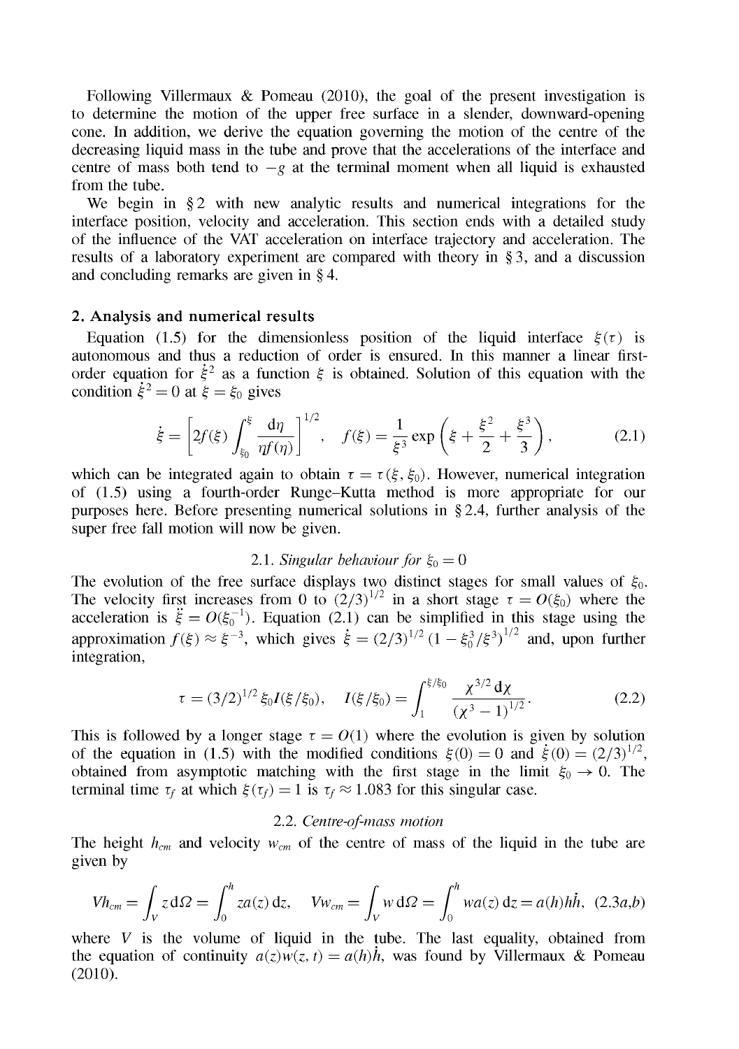Following Villermaux & Pomeau (2010), the goal of the present investigation is to determine the motion of the upper free surface in a slender, downward-opening cone. In addition, we derive the equation governing the motion of the centre of the decreasing liquid mass in the tube and prove that the accelerations of the interface and centre of mass both tend to $-g$ at the terminal moment when all liquid is exhausted from the tube.

We begin in § 2 with new analytic results and numerical integrations for the interface position, velocity and acceleration. This section ends with a detailed study of the influence of the VAT acceleration on interface trajectory and acceleration. The results of a laboratory experiment are compared with theory in § 3, and a discussion and concluding remarks are given in § 4.

## 2. Analysis and numerical results

Equation (1.5) for the dimensionless position of the liquid interface $\xi(\tau)$ is autonomous and thus a reduction of order is ensured. In this manner a linear first-order equation for $\dot{\xi}^2$ as a function $\xi$ is obtained. Solution of this equation with the condition $\dot{\xi}^2 = 0$ at $\xi = \xi_0$ gives

$$\dot{\xi} = \left[ 2f(\xi) \int_{\xi_0}^{\xi} \frac{\mathrm{d}\eta}{\eta f(\eta)} \right]^{1/2}, \quad f(\xi) = \frac{1}{\xi^3} \exp\left( \xi + \frac{\xi^2}{2} + \frac{\xi^3}{3} \right), \tag{2.1}$$

which can be integrated again to obtain $\tau = \tau(\xi, \xi_0)$. However, numerical integration of (1.5) using a fourth-order Runge–Kutta method is more appropriate for our purposes here. Before presenting numerical solutions in § 2.4, further analysis of the super free fall motion will now be given.

### 2.1. *Singular behaviour for* $\xi_0 = 0$

The evolution of the free surface displays two distinct stages for small values of $\xi_0$. The velocity first increases from 0 to $(2/3)^{1/2}$ in a short stage $\tau = O(\xi_0)$ where the acceleration is $\ddot{\xi} = O(\xi_0^{-1})$. Equation (2.1) can be simplified in this stage using the approximation $f(\xi) \approx \xi^{-3}$, which gives $\dot{\xi} = (2/3)^{1/2} (1 - \xi_0^3/\xi^3)^{1/2}$ and, upon further integration,

$$\tau = (3/2)^{1/2} \xi_0 I(\xi/\xi_0), \quad I(\xi/\xi_0) = \int_1^{\xi/\xi_0} \frac{\chi^{3/2}\,\mathrm{d}\chi}{(\chi^3 - 1)^{1/2}}. \tag{2.2}$$

This is followed by a longer stage $\tau = O(1)$ where the evolution is given by solution of the equation in (1.5) with the modified conditions $\xi(0) = 0$ and $\dot{\xi}(0) = (2/3)^{1/2}$, obtained from asymptotic matching with the first stage in the limit $\xi_0 \to 0$. The terminal time $\tau_f$ at which $\xi(\tau_f) = 1$ is $\tau_f \approx 1.083$ for this singular case.

### 2.2. *Centre-of-mass motion*

The height $h_{cm}$ and velocity $w_{cm}$ of the centre of mass of the liquid in the tube are given by

$$Vh_{cm} = \int_V z\,\mathrm{d}\Omega = \int_0^h za(z)\,\mathrm{d}z, \quad Vw_{cm} = \int_V w\,\mathrm{d}\Omega = \int_0^h wa(z)\,\mathrm{d}z = a(h)h\dot{h}, \tag{2.3a,b}$$

where $V$ is the volume of liquid in the tube. The last equality, obtained from the equation of continuity $a(z)w(z, t) = a(h)\dot{h}$, was found by Villermaux & Pomeau (2010).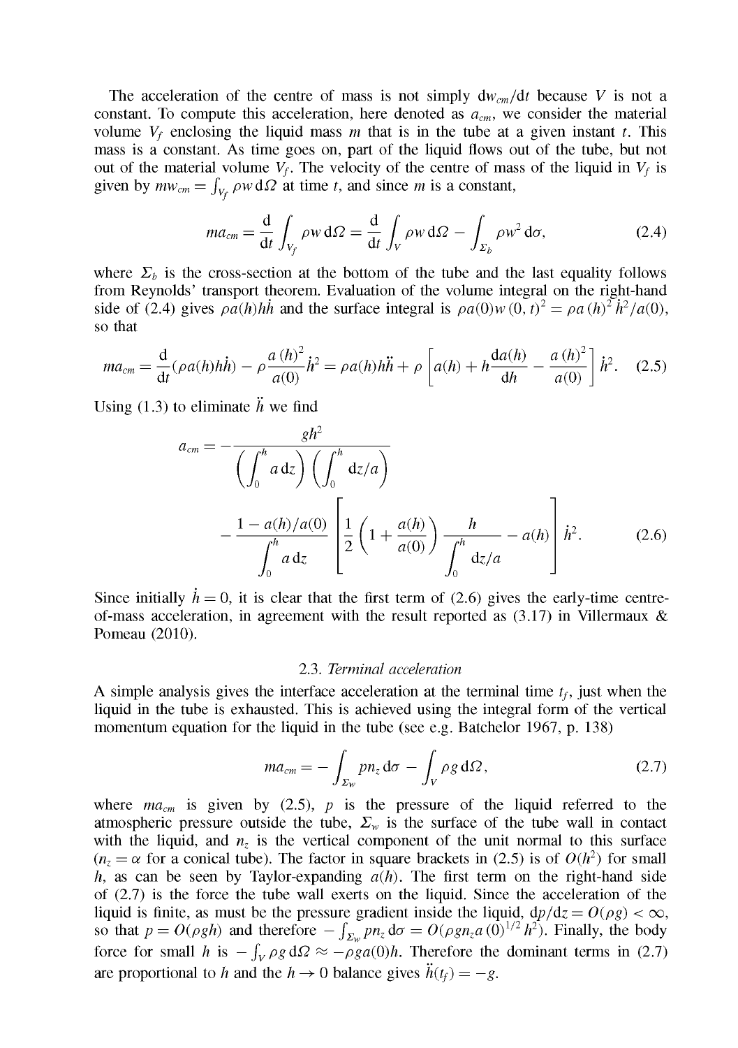The acceleration of the centre of mass is not simply $\mathrm{d}w_{cm}/\mathrm{d}t$ because $V$ is not a constant. To compute this acceleration, here denoted as $a_{cm}$, we consider the material volume $V_f$ enclosing the liquid mass $m$ that is in the tube at a given instant $t$. This mass is a constant. As time goes on, part of the liquid flows out of the tube, but not out of the material volume $V_f$. The velocity of the centre of mass of the liquid in $V_f$ is given by $mw_{cm} = \int_{V_f} \rho w \,\mathrm{d}\Omega$ at time $t$, and since $m$ is a constant,

$$ma_{cm} = \frac{\mathrm{d}}{\mathrm{d}t}\int_{V_f} \rho w \,\mathrm{d}\Omega = \frac{\mathrm{d}}{\mathrm{d}t}\int_{V} \rho w \,\mathrm{d}\Omega - \int_{\Sigma_b} \rho w^2 \,\mathrm{d}\sigma, \tag{2.4}$$

where $\Sigma_b$ is the cross-section at the bottom of the tube and the last equality follows from Reynolds' transport theorem. Evaluation of the volume integral on the right-hand side of (2.4) gives $\rho a(h)h\dot{h}$ and the surface integral is $\rho a(0) w(0,t)^2 = \rho a(h)^2 \dot{h}^2/a(0)$, so that

$$ma_{cm} = \frac{\mathrm{d}}{\mathrm{d}t}(\rho a(h)h\dot{h}) - \rho\frac{a(h)^2}{a(0)}\dot{h}^2 = \rho a(h)h\ddot{h} + \rho\left[a(h) + h\frac{\mathrm{d}a(h)}{\mathrm{d}h} - \frac{a(h)^2}{a(0)}\right]\dot{h}^2. \tag{2.5}$$

Using (1.3) to eliminate $\ddot{h}$ we find

$$a_{cm} = -\frac{gh^2}{\left(\displaystyle\int_0^h a\,\mathrm{d}z\right)\left(\displaystyle\int_0^h \mathrm{d}z/a\right)} - \frac{1 - a(h)/a(0)}{\displaystyle\int_0^h a\,\mathrm{d}z}\left[\frac{1}{2}\left(1 + \frac{a(h)}{a(0)}\right)\frac{h}{\displaystyle\int_0^h \mathrm{d}z/a} - a(h)\right]\dot{h}^2. \tag{2.6}$$

Since initially $\dot{h} = 0$, it is clear that the first term of (2.6) gives the early-time centre-of-mass acceleration, in agreement with the result reported as (3.17) in Villermaux & Pomeau (2010).

### 2.3. *Terminal acceleration*

A simple analysis gives the interface acceleration at the terminal time $t_f$, just when the liquid in the tube is exhausted. This is achieved using the integral form of the vertical momentum equation for the liquid in the tube (see e.g. Batchelor 1967, p. 138)

$$ma_{cm} = -\int_{\Sigma_w} pn_z \,\mathrm{d}\sigma - \int_V \rho g \,\mathrm{d}\Omega, \tag{2.7}$$

where $ma_{cm}$ is given by (2.5), $p$ is the pressure of the liquid referred to the atmospheric pressure outside the tube, $\Sigma_w$ is the surface of the tube wall in contact with the liquid, and $n_z$ is the vertical component of the unit normal to this surface ($n_z = \alpha$ for a conical tube). The factor in square brackets in (2.5) is of $O(h^2)$ for small $h$, as can be seen by Taylor-expanding $a(h)$. The first term on the right-hand side of (2.7) is the force the tube wall exerts on the liquid. Since the acceleration of the liquid is finite, as must be the pressure gradient inside the liquid, $\mathrm{d}p/\mathrm{d}z = O(\rho g) < \infty$, so that $p = O(\rho g h)$ and therefore $-\int_{\Sigma_w} pn_z \,\mathrm{d}\sigma = O(\rho g n_z a(0)^{1/2} h^2)$. Finally, the body force for small $h$ is $-\int_V \rho g \,\mathrm{d}\Omega \approx -\rho g a(0) h$. Therefore the dominant terms in (2.7) are proportional to $h$ and the $h \to 0$ balance gives $\ddot{h}(t_f) = -g$.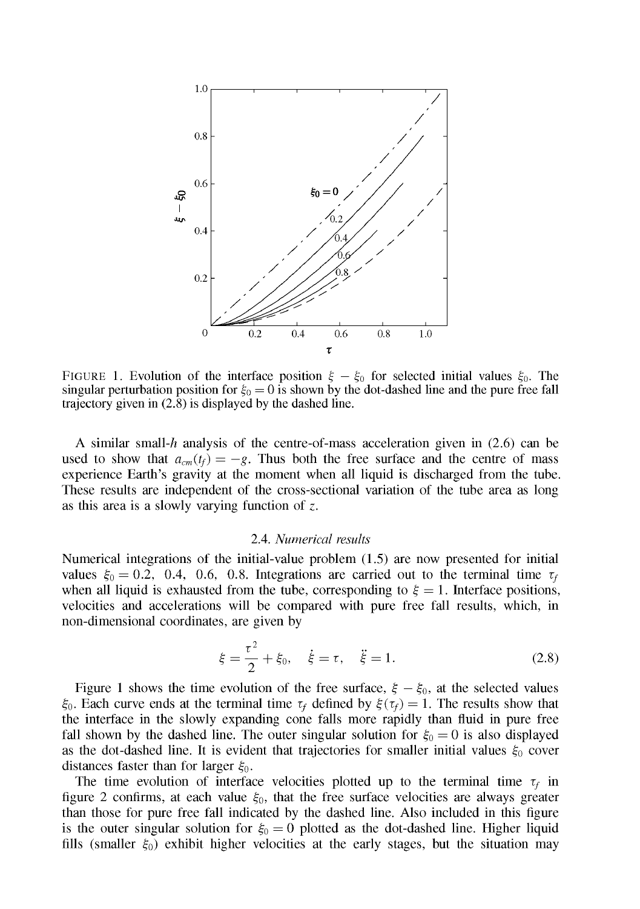FIGURE 1. Evolution of the interface position $\xi - \xi_0$ for selected initial values $\xi_0$. The singular perturbation position for $\xi_0 = 0$ is shown by the dot-dashed line and the pure free fall trajectory given in (2.8) is displayed by the dashed line.

A similar small-$h$ analysis of the centre-of-mass acceleration given in (2.6) can be used to show that $a_{cm}(t_f) = -g$. Thus both the free surface and the centre of mass experience Earth's gravity at the moment when all liquid is discharged from the tube. These results are independent of the cross-sectional variation of the tube area as long as this area is a slowly varying function of $z$.

### 2.4. *Numerical results*

Numerical integrations of the initial-value problem (1.5) are now presented for initial values $\xi_0 = 0.2,\ 0.4,\ 0.6,\ 0.8$. Integrations are carried out to the terminal time $\tau_f$ when all liquid is exhausted from the tube, corresponding to $\xi = 1$. Interface positions, velocities and accelerations will be compared with pure free fall results, which, in non-dimensional coordinates, are given by

$$\xi = \frac{\tau^2}{2} + \xi_0, \quad \dot{\xi} = \tau, \quad \ddot{\xi} = 1. \tag{2.8}$$

Figure 1 shows the time evolution of the free surface, $\xi - \xi_0$, at the selected values $\xi_0$. Each curve ends at the terminal time $\tau_f$ defined by $\xi(\tau_f) = 1$. The results show that the interface in the slowly expanding cone falls more rapidly than fluid in pure free fall shown by the dashed line. The outer singular solution for $\xi_0 = 0$ is also displayed as the dot-dashed line. It is evident that trajectories for smaller initial values $\xi_0$ cover distances faster than for larger $\xi_0$.

The time evolution of interface velocities plotted up to the terminal time $\tau_f$ in figure 2 confirms, at each value $\xi_0$, that the free surface velocities are always greater than those for pure free fall indicated by the dashed line. Also included in this figure is the outer singular solution for $\xi_0 = 0$ plotted as the dot-dashed line. Higher liquid fills (smaller $\xi_0$) exhibit higher velocities at the early stages, but the situation may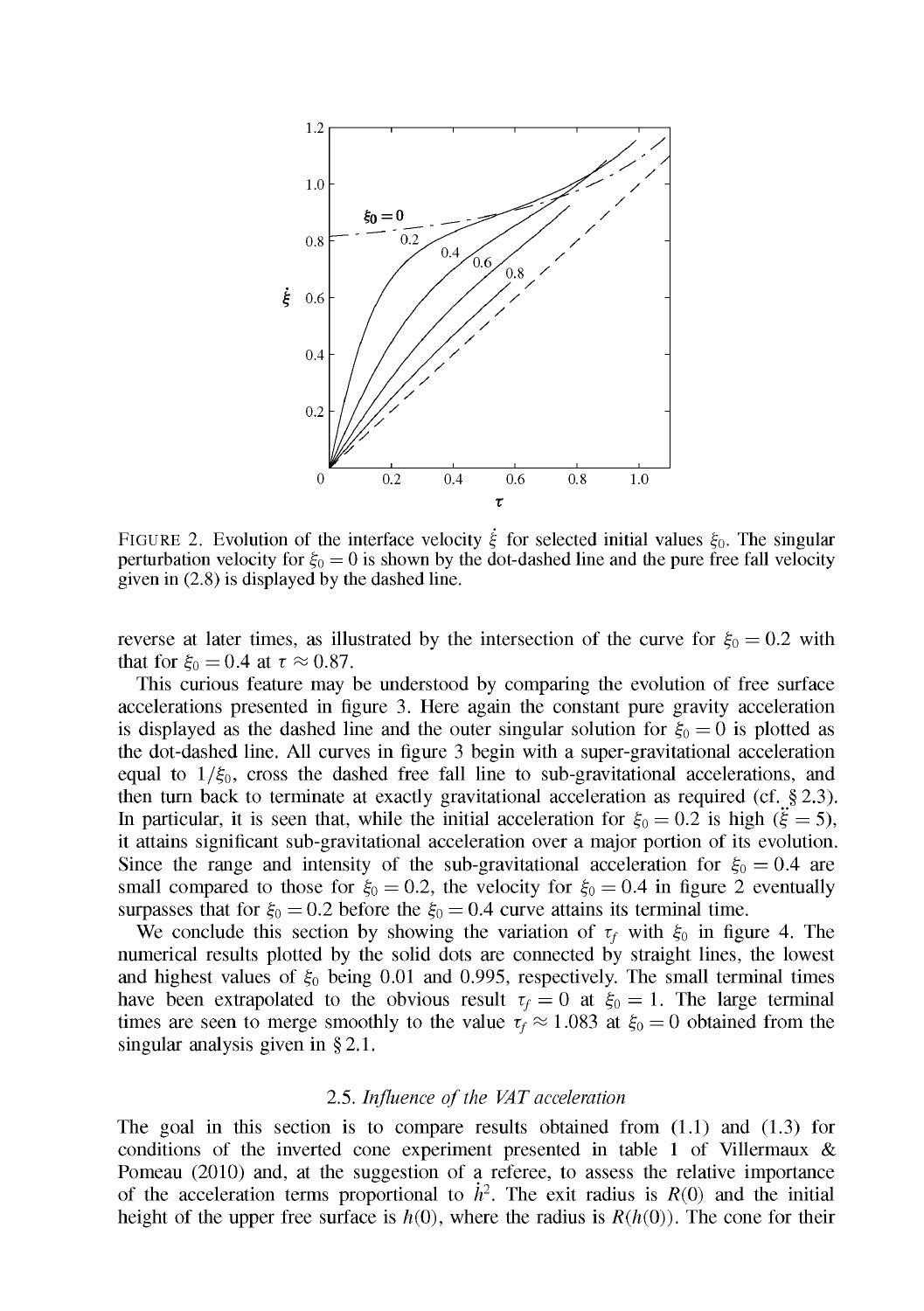FIGURE 2. Evolution of the interface velocity $\dot{\xi}$ for selected initial values $\xi_0$. The singular perturbation velocity for $\xi_0 = 0$ is shown by the dot-dashed line and the pure free fall velocity given in (2.8) is displayed by the dashed line.

reverse at later times, as illustrated by the intersection of the curve for $\xi_0 = 0.2$ with that for $\xi_0 = 0.4$ at $\tau \approx 0.87$.

This curious feature may be understood by comparing the evolution of free surface accelerations presented in figure 3. Here again the constant pure gravity acceleration is displayed as the dashed line and the outer singular solution for $\xi_0 = 0$ is plotted as the dot-dashed line. All curves in figure 3 begin with a super-gravitational acceleration equal to $1/\xi_0$, cross the dashed free fall line to sub-gravitational accelerations, and then turn back to terminate at exactly gravitational acceleration as required (cf. § 2.3). In particular, it is seen that, while the initial acceleration for $\xi_0 = 0.2$ is high ($\ddot{\xi} = 5$), it attains significant sub-gravitational acceleration over a major portion of its evolution. Since the range and intensity of the sub-gravitational acceleration for $\xi_0 = 0.4$ are small compared to those for $\xi_0 = 0.2$, the velocity for $\xi_0 = 0.4$ in figure 2 eventually surpasses that for $\xi_0 = 0.2$ before the $\xi_0 = 0.4$ curve attains its terminal time.

We conclude this section by showing the variation of $\tau_f$ with $\xi_0$ in figure 4. The numerical results plotted by the solid dots are connected by straight lines, the lowest and highest values of $\xi_0$ being 0.01 and 0.995, respectively. The small terminal times have been extrapolated to the obvious result $\tau_f = 0$ at $\xi_0 = 1$. The large terminal times are seen to merge smoothly to the value $\tau_f \approx 1.083$ at $\xi_0 = 0$ obtained from the singular analysis given in § 2.1.

### 2.5. *Influence of the VAT acceleration*

The goal in this section is to compare results obtained from (1.1) and (1.3) for conditions of the inverted cone experiment presented in table 1 of Villermaux & Pomeau (2010) and, at the suggestion of a referee, to assess the relative importance of the acceleration terms proportional to $\dot{h}^2$. The exit radius is $R(0)$ and the initial height of the upper free surface is $h(0)$, where the radius is $R(h(0))$. The cone for their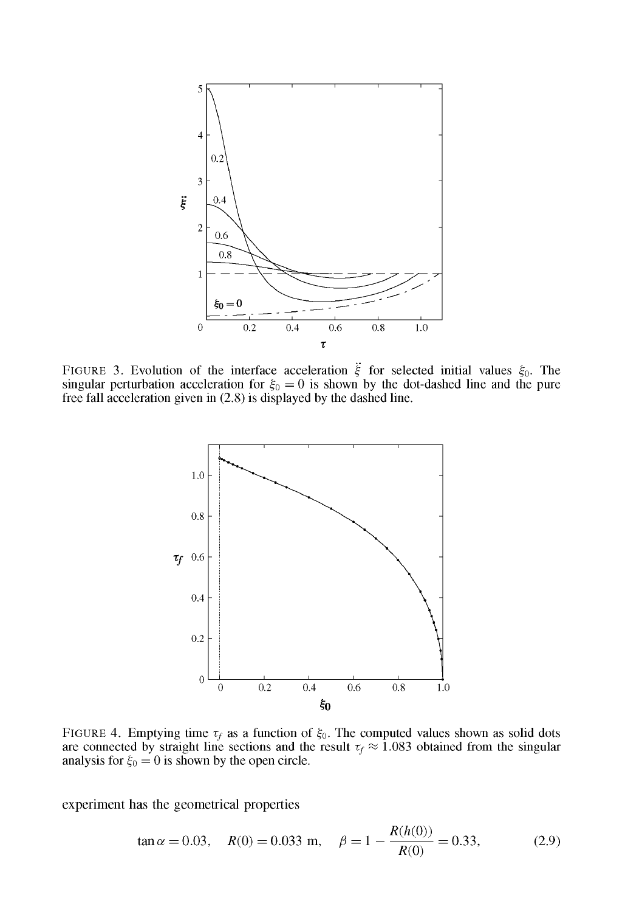FIGURE 3. Evolution of the interface acceleration $\ddot{\xi}$ for selected initial values $\xi_0$. The singular perturbation acceleration for $\xi_0 = 0$ is shown by the dot-dashed line and the pure free fall acceleration given in (2.8) is displayed by the dashed line.

FIGURE 4. Emptying time $\tau_f$ as a function of $\xi_0$. The computed values shown as solid dots are connected by straight line sections and the result $\tau_f \approx 1.083$ obtained from the singular analysis for $\xi_0 = 0$ is shown by the open circle.

experiment has the geometrical properties

$$\tan\alpha = 0.03, \quad R(0) = 0.033 \text{ m}, \quad \beta = 1 - \frac{R(h(0))}{R(0)} = 0.33, \tag{2.9}$$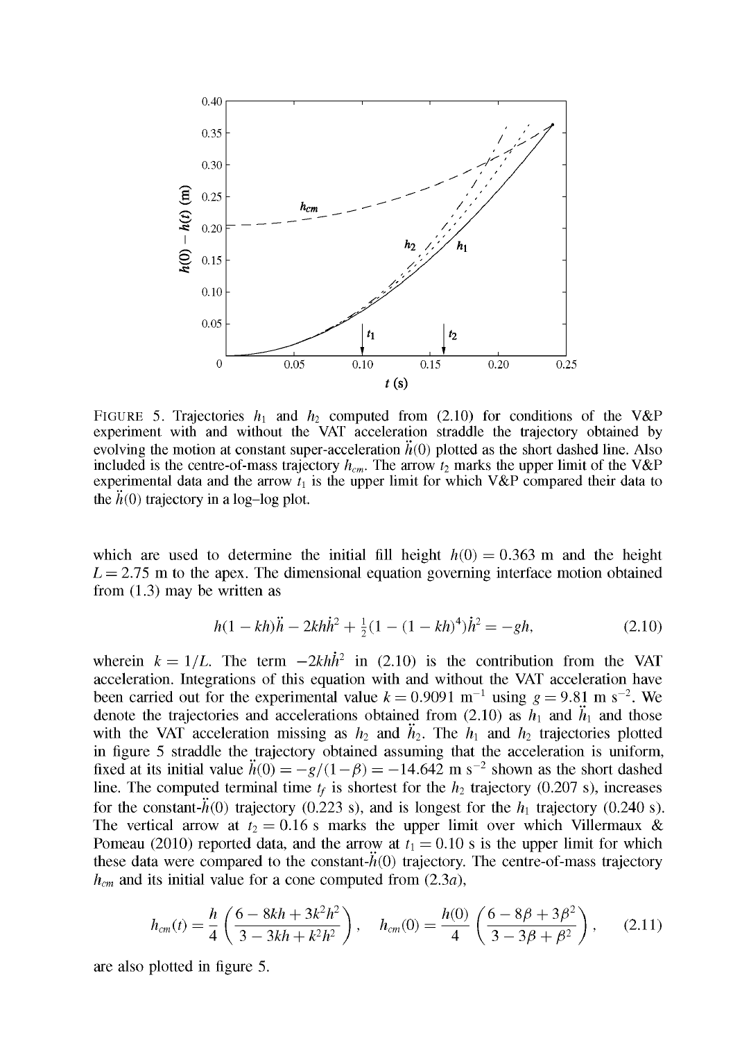FIGURE 5. Trajectories $h_1$ and $h_2$ computed from (2.10) for conditions of the V&P experiment with and without the VAT acceleration straddle the trajectory obtained by evolving the motion at constant super-acceleration $\ddot{h}(0)$ plotted as the short dashed line. Also included is the centre-of-mass trajectory $h_{cm}$. The arrow $t_2$ marks the upper limit of the V&P experimental data and the arrow $t_1$ is the upper limit for which V&P compared their data to the $\ddot{h}(0)$ trajectory in a log–log plot.

which are used to determine the initial fill height $h(0) = 0.363$ m and the height $L = 2.75$ m to the apex. The dimensional equation governing interface motion obtained from (1.3) may be written as

$$h(1 - kh)\ddot{h} - 2kh\dot{h}^2 + \tfrac{1}{2}(1 - (1 - kh)^4)\dot{h}^2 = -gh, \tag{2.10}$$

wherein $k = 1/L$. The term $-2kh\dot{h}^2$ in (2.10) is the contribution from the VAT acceleration. Integrations of this equation with and without the VAT acceleration have been carried out for the experimental value $k = 0.9091$ m$^{-1}$ using $g = 9.81$ m s$^{-2}$. We denote the trajectories and accelerations obtained from (2.10) as $h_1$ and $\ddot{h}_1$ and those with the VAT acceleration missing as $h_2$ and $\ddot{h}_2$. The $h_1$ and $h_2$ trajectories plotted in figure 5 straddle the trajectory obtained assuming that the acceleration is uniform, fixed at its initial value $\ddot{h}(0) = -g/(1-\beta) = -14.642$ m s$^{-2}$ shown as the short dashed line. The computed terminal time $t_f$ is shortest for the $h_2$ trajectory (0.207 s), increases for the constant-$\ddot{h}(0)$ trajectory (0.223 s), and is longest for the $h_1$ trajectory (0.240 s). The vertical arrow at $t_2 = 0.16$ s marks the upper limit over which Villermaux & Pomeau (2010) reported data, and the arrow at $t_1 = 0.10$ s is the upper limit for which these data were compared to the constant-$\ddot{h}(0)$ trajectory. The centre-of-mass trajectory $h_{cm}$ and its initial value for a cone computed from (2.3$a$),

$$h_{cm}(t) = \frac{h}{4}\left(\frac{6 - 8kh + 3k^2h^2}{3 - 3kh + k^2h^2}\right), \quad h_{cm}(0) = \frac{h(0)}{4}\left(\frac{6 - 8\beta + 3\beta^2}{3 - 3\beta + \beta^2}\right), \tag{2.11}$$

are also plotted in figure 5.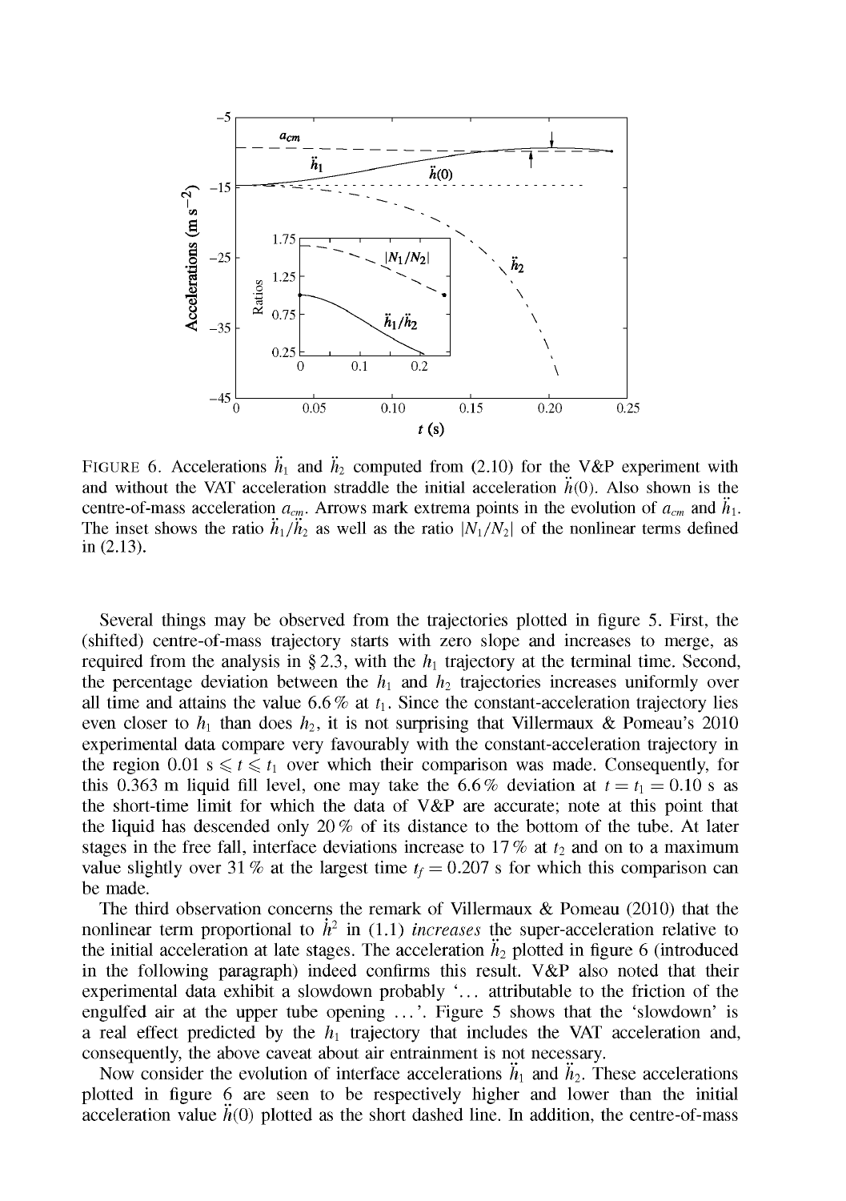FIGURE 6. Accelerations $\ddot{h}_1$ and $\ddot{h}_2$ computed from (2.10) for the V&P experiment with and without the VAT acceleration straddle the initial acceleration $\ddot{h}(0)$. Also shown is the centre-of-mass acceleration $a_{cm}$. Arrows mark extrema points in the evolution of $a_{cm}$ and $\ddot{h}_1$. The inset shows the ratio $\ddot{h}_1/\ddot{h}_2$ as well as the ratio $|N_1/N_2|$ of the nonlinear terms defined in (2.13).

Several things may be observed from the trajectories plotted in figure 5. First, the (shifted) centre-of-mass trajectory starts with zero slope and increases to merge, as required from the analysis in § 2.3, with the $h_1$ trajectory at the terminal time. Second, the percentage deviation between the $h_1$ and $h_2$ trajectories increases uniformly over all time and attains the value 6.6 % at $t_1$. Since the constant-acceleration trajectory lies even closer to $h_1$ than does $h_2$, it is not surprising that Villermaux & Pomeau's 2010 experimental data compare very favourably with the constant-acceleration trajectory in the region $0.01 \text{ s} \leqslant t \leqslant t_1$ over which their comparison was made. Consequently, for this 0.363 m liquid fill level, one may take the 6.6 % deviation at $t = t_1 = 0.10$ s as the short-time limit for which the data of V&P are accurate; note at this point that the liquid has descended only 20 % of its distance to the bottom of the tube. At later stages in the free fall, interface deviations increase to 17 % at $t_2$ and on to a maximum value slightly over 31 % at the largest time $t_f = 0.207$ s for which this comparison can be made.

The third observation concerns the remark of Villermaux & Pomeau (2010) that the nonlinear term proportional to $\dot{h}^2$ in (1.1) *increases* the super-acceleration relative to the initial acceleration at late stages. The acceleration $\ddot{h}_2$ plotted in figure 6 (introduced in the following paragraph) indeed confirms this result. V&P also noted that their experimental data exhibit a slowdown probably '... attributable to the friction of the engulfed air at the upper tube opening ...'. Figure 5 shows that the 'slowdown' is a real effect predicted by the $h_1$ trajectory that includes the VAT acceleration and, consequently, the above caveat about air entrainment is not necessary.

Now consider the evolution of interface accelerations $\ddot{h}_1$ and $\ddot{h}_2$. These accelerations plotted in figure 6 are seen to be respectively higher and lower than the initial acceleration value $\ddot{h}(0)$ plotted as the short dashed line. In addition, the centre-of-mass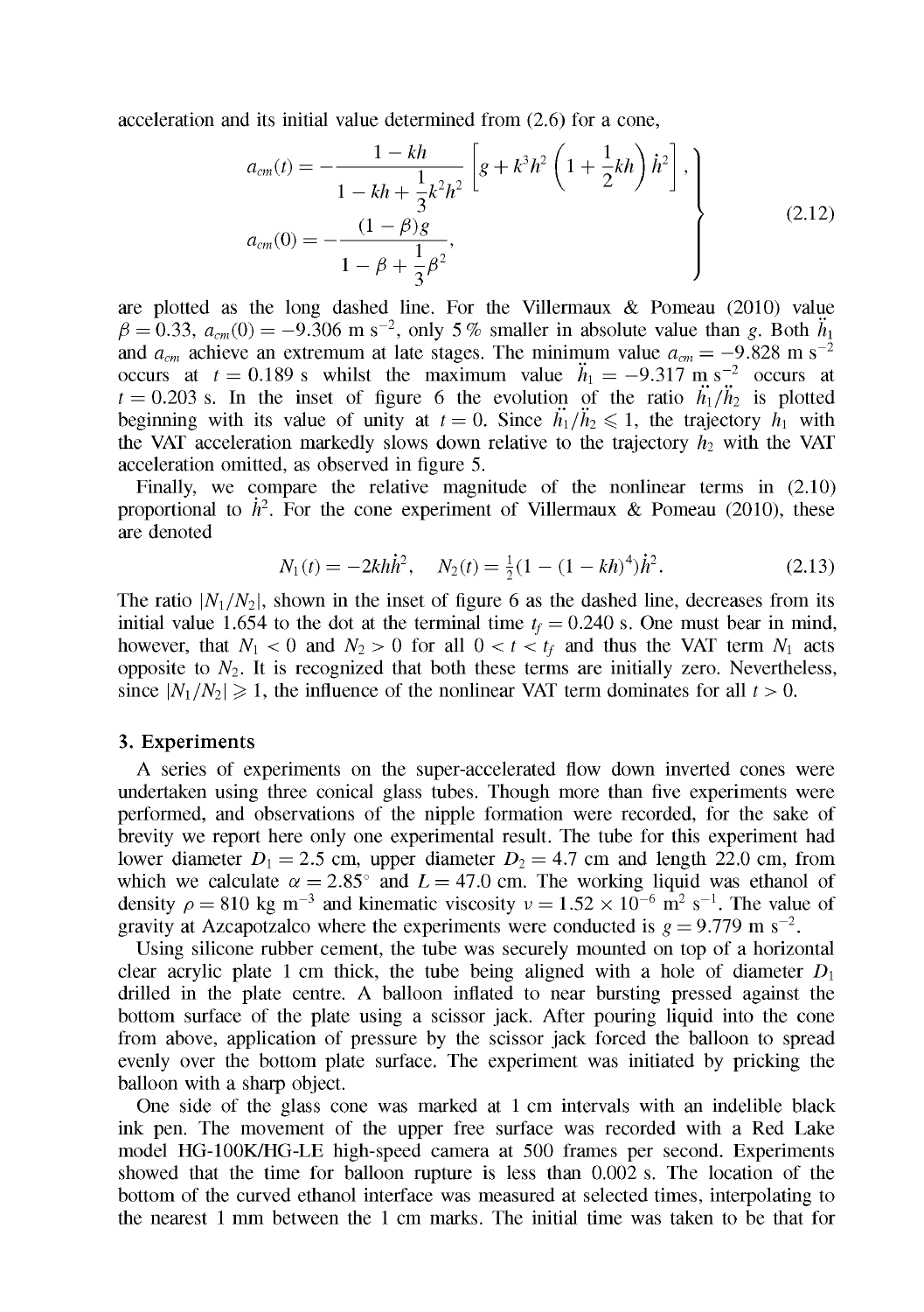acceleration and its initial value determined from (2.6) for a cone,

$$
\left.
\begin{aligned}
a_{cm}(t) &= -\frac{1-kh}{1-kh+\dfrac{1}{3}k^2h^2}\left[g+k^3h^2\left(1+\frac{1}{2}kh\right)\dot{h}^2\right], \\
a_{cm}(0) &= -\frac{(1-\beta)g}{1-\beta+\dfrac{1}{3}\beta^2},
\end{aligned}
\right\}
\tag{2.12}
$$

are plotted as the long dashed line. For the Villermaux & Pomeau (2010) value $\beta = 0.33$, $a_{cm}(0) = -9.306$ m s$^{-2}$, only 5 % smaller in absolute value than $g$. Both $\ddot{h}_1$ and $a_{cm}$ achieve an extremum at late stages. The minimum value $a_{cm} = -9.828$ m s$^{-2}$ occurs at $t = 0.189$ s whilst the maximum value $\ddot{h}_1 = -9.317$ m s$^{-2}$ occurs at $t = 0.203$ s. In the inset of figure 6 the evolution of the ratio $\ddot{h}_1/\ddot{h}_2$ is plotted beginning with its value of unity at $t = 0$. Since $\ddot{h}_1/\ddot{h}_2 \leqslant 1$, the trajectory $h_1$ with the VAT acceleration markedly slows down relative to the trajectory $h_2$ with the VAT acceleration omitted, as observed in figure 5.

Finally, we compare the relative magnitude of the nonlinear terms in (2.10) proportional to $\dot{h}^2$. For the cone experiment of Villermaux & Pomeau (2010), these are denoted

$$
N_1(t) = -2kh\dot{h}^2, \quad N_2(t) = \tfrac{1}{2}(1-(1-kh)^4)\dot{h}^2. \tag{2.13}
$$

The ratio $|N_1/N_2|$, shown in the inset of figure 6 as the dashed line, decreases from its initial value 1.654 to the dot at the terminal time $t_f = 0.240$ s. One must bear in mind, however, that $N_1 < 0$ and $N_2 > 0$ for all $0 < t < t_f$ and thus the VAT term $N_1$ acts opposite to $N_2$. It is recognized that both these terms are initially zero. Nevertheless, since $|N_1/N_2| \geqslant 1$, the influence of the nonlinear VAT term dominates for all $t > 0$.

## 3. Experiments

A series of experiments on the super-accelerated flow down inverted cones were undertaken using three conical glass tubes. Though more than five experiments were performed, and observations of the nipple formation were recorded, for the sake of brevity we report here only one experimental result. The tube for this experiment had lower diameter $D_1 = 2.5$ cm, upper diameter $D_2 = 4.7$ cm and length 22.0 cm, from which we calculate $\alpha = 2.85^\circ$ and $L = 47.0$ cm. The working liquid was ethanol of density $\rho = 810$ kg m$^{-3}$ and kinematic viscosity $\nu = 1.52 \times 10^{-6}$ m$^2$ s$^{-1}$. The value of gravity at Azcapotzalco where the experiments were conducted is $g = 9.779$ m s$^{-2}$.

Using silicone rubber cement, the tube was securely mounted on top of a horizontal clear acrylic plate 1 cm thick, the tube being aligned with a hole of diameter $D_1$ drilled in the plate centre. A balloon inflated to near bursting pressed against the bottom surface of the plate using a scissor jack. After pouring liquid into the cone from above, application of pressure by the scissor jack forced the balloon to spread evenly over the bottom plate surface. The experiment was initiated by pricking the balloon with a sharp object.

One side of the glass cone was marked at 1 cm intervals with an indelible black ink pen. The movement of the upper free surface was recorded with a Red Lake model HG-100K/HG-LE high-speed camera at 500 frames per second. Experiments showed that the time for balloon rupture is less than 0.002 s. The location of the bottom of the curved ethanol interface was measured at selected times, interpolating to the nearest 1 mm between the 1 cm marks. The initial time was taken to be that for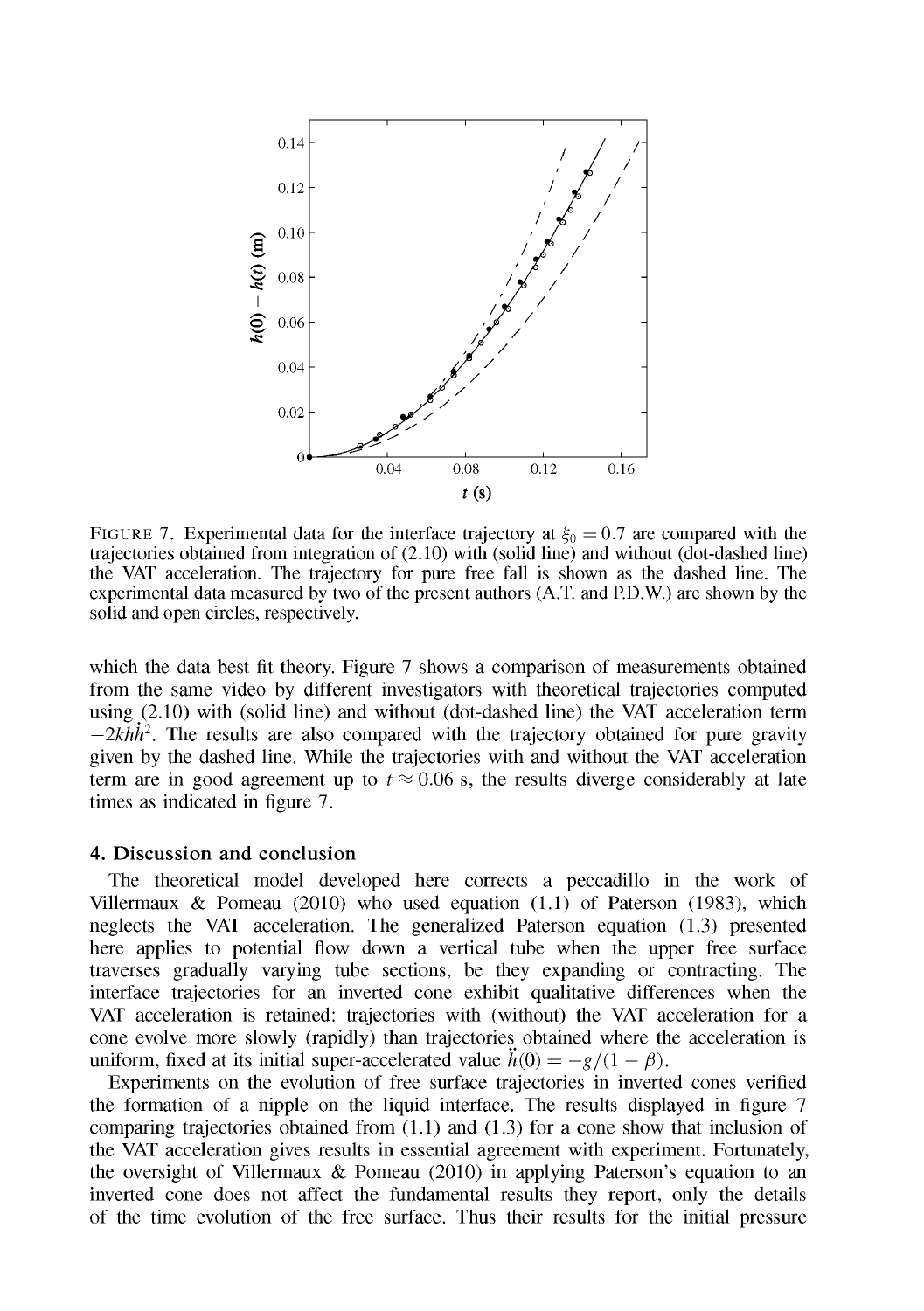FIGURE 7. Experimental data for the interface trajectory at $\xi_0 = 0.7$ are compared with the trajectories obtained from integration of (2.10) with (solid line) and without (dot-dashed line) the VAT acceleration. The trajectory for pure free fall is shown as the dashed line. The experimental data measured by two of the present authors (A.T. and P.D.W.) are shown by the solid and open circles, respectively.

which the data best fit theory. Figure 7 shows a comparison of measurements obtained from the same video by different investigators with theoretical trajectories computed using (2.10) with (solid line) and without (dot-dashed line) the VAT acceleration term $-2kh\dot{h}^2$. The results are also compared with the trajectory obtained for pure gravity given by the dashed line. While the trajectories with and without the VAT acceleration term are in good agreement up to $t \approx 0.06$ s, the results diverge considerably at late times as indicated in figure 7.

## 4. Discussion and conclusion

The theoretical model developed here corrects a peccadillo in the work of Villermaux & Pomeau (2010) who used equation (1.1) of Paterson (1983), which neglects the VAT acceleration. The generalized Paterson equation (1.3) presented here applies to potential flow down a vertical tube when the upper free surface traverses gradually varying tube sections, be they expanding or contracting. The interface trajectories for an inverted cone exhibit qualitative differences when the VAT acceleration is retained: trajectories with (without) the VAT acceleration for a cone evolve more slowly (rapidly) than trajectories obtained where the acceleration is uniform, fixed at its initial super-accelerated value $\ddot{h}(0) = -g/(1 - \beta)$.

Experiments on the evolution of free surface trajectories in inverted cones verified the formation of a nipple on the liquid interface. The results displayed in figure 7 comparing trajectories obtained from (1.1) and (1.3) for a cone show that inclusion of the VAT acceleration gives results in essential agreement with experiment. Fortunately, the oversight of Villermaux & Pomeau (2010) in applying Paterson's equation to an inverted cone does not affect the fundamental results they report, only the details of the time evolution of the free surface. Thus their results for the initial pressure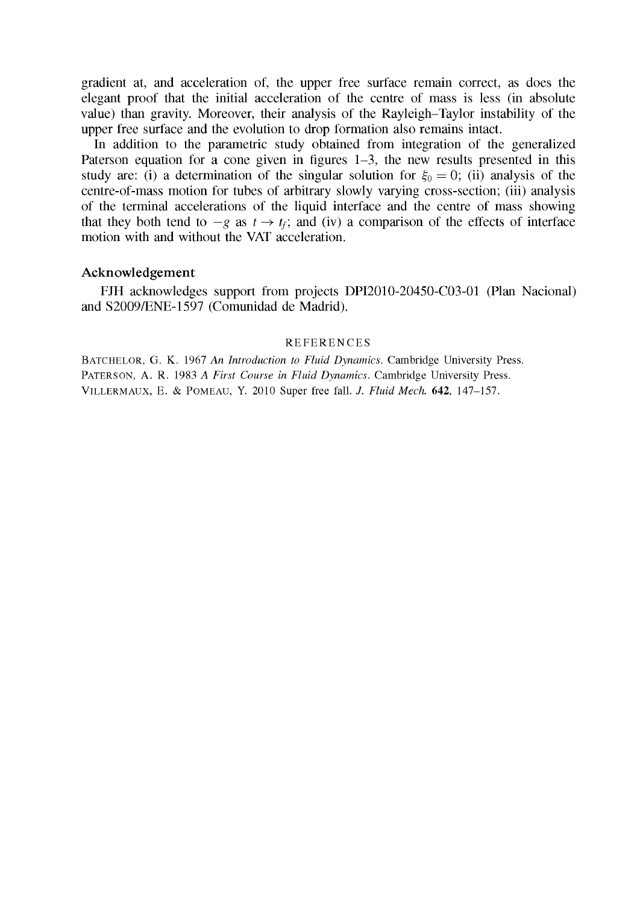gradient at, and acceleration of, the upper free surface remain correct, as does the elegant proof that the initial acceleration of the centre of mass is less (in absolute value) than gravity. Moreover, their analysis of the Rayleigh–Taylor instability of the upper free surface and the evolution to drop formation also remains intact.

In addition to the parametric study obtained from integration of the generalized Paterson equation for a cone given in figures 1–3, the new results presented in this study are: (i) a determination of the singular solution for $\xi_0 = 0$; (ii) analysis of the centre-of-mass motion for tubes of arbitrary slowly varying cross-section; (iii) analysis of the terminal accelerations of the liquid interface and the centre of mass showing that they both tend to $-g$ as $t \to t_f$; and (iv) a comparison of the effects of interface motion with and without the VAT acceleration.

## Acknowledgement

FJH acknowledges support from projects DPI2010-20450-C03-01 (Plan Nacional) and S2009/ENE-1597 (Comunidad de Madrid).

## REFERENCES

Batchelor, G. K. 1967 *An Introduction to Fluid Dynamics*. Cambridge University Press.

Paterson, A. R. 1983 *A First Course in Fluid Dynamics*. Cambridge University Press.

Villermaux, E. & Pomeau, Y. 2010 Super free fall. *J. Fluid Mech.* **642**, 147–157.